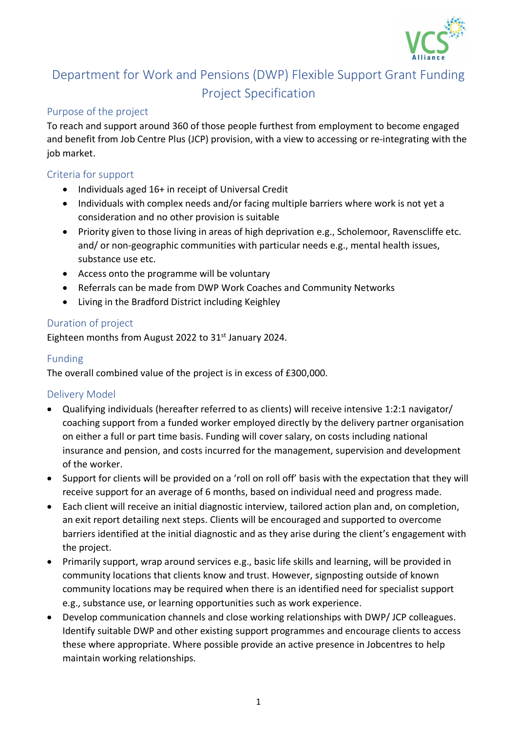# Department for Work and Pensions (DWP) Flexible Support Grant Funding Project Specification

## Purpose of the project

To reach and support around 360 of those people furthest from employment to become engaged and benefit from Job Centre Plus (JCP) provision, with a view to accessing or re-integrating with the job market.

## Criteria for support

- Individuals aged 16+ in receipt of Universal Credit
- Individuals with complex needs and/or facing multiple barriers where work is not yet a consideration and no other provision is suitable
- Priority given to those living in areas of high deprivation e.g., Scholemoor, Ravenscliffe etc. and/ or non-geographic communities with particular needs e.g., mental health issues, substance use etc.
- Access onto the programme will be voluntary
- Referrals can be made from DWP Work Coaches and Community Networks
- Living in the Bradford District including Keighley

## Duration of project

Eighteen months from August 2022 to 31st January 2024.

## Funding

The overall combined value of the project is in excess of £300,000.

## Delivery Model

- Qualifying individuals (hereafter referred to as clients) will receive intensive 1:2:1 navigator/ coaching support from a funded worker employed directly by the delivery partner organisation on either a full or part time basis. Funding will cover salary, on costs including national insurance and pension, and costs incurred for the management, supervision and development of the worker.
- Support for clients will be provided on a 'roll on roll off' basis with the expectation that they will receive support for an average of 6 months, based on individual need and progress made.
- Each client will receive an initial diagnostic interview, tailored action plan and, on completion, an exit report detailing next steps. Clients will be encouraged and supported to overcome barriers identified at the initial diagnostic and as they arise during the client's engagement with the project.
- Primarily support, wrap around services e.g., basic life skills and learning, will be provided in community locations that clients know and trust. However, signposting outside of known community locations may be required when there is an identified need for specialist support e.g., substance use, or learning opportunities such as work experience.
- Develop communication channels and close working relationships with DWP/ JCP colleagues. Identify suitable DWP and other existing support programmes and encourage clients to access these where appropriate. Where possible provide an active presence in Jobcentres to help maintain working relationships.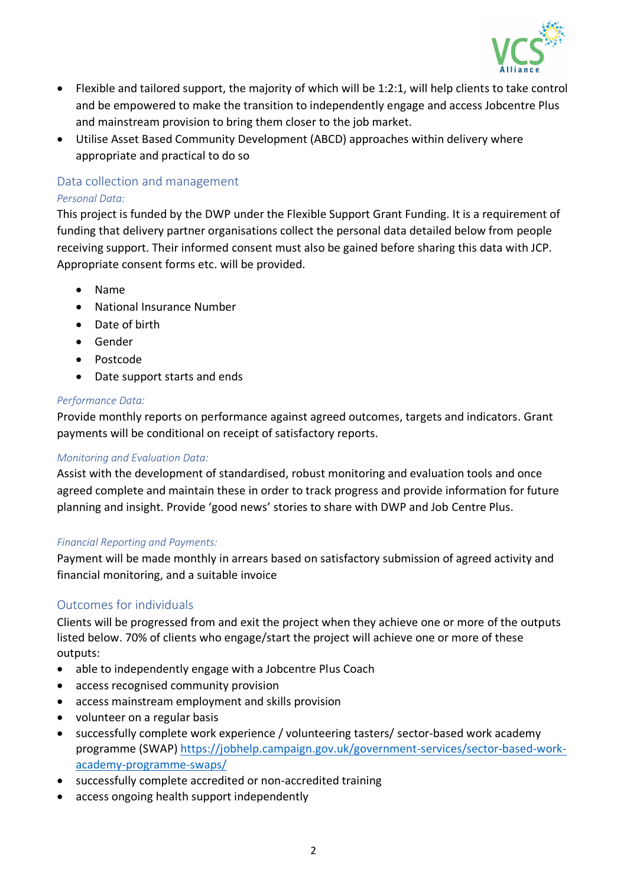- Flexible and tailored support, the majority of which will be 1:2:1, will help clients to take control and be empowered to make the transition to independently engage and access Jobcentre Plus and mainstream provision to bring them closer to the job market.
- Utilise Asset Based Community Development (ABCD) approaches within delivery where appropriate and practical to do so

## Data collection and management

*Personal Data:*

This project is funded by the DWP under the Flexible Support Grant Funding. It is a requirement of funding that delivery partner organisations collect the personal data detailed below from people receiving support. Their informed consent must also be gained before sharing this data with JCP. Appropriate consent forms etc. will be provided.

- Name
- National Insurance Number
- Date of birth
- Gender
- Postcode
- Date support starts and ends

*Performance Data:*

Provide monthly reports on performance against agreed outcomes, targets and indicators. Grant payments will be conditional on receipt of satisfactory reports.

*Monitoring and Evaluation Data:*

Assist with the development of standardised, robust monitoring and evaluation tools and once agreed complete and maintain these in order to track progress and provide information for future planning and insight. Provide 'good news' stories to share with DWP and Job Centre Plus.

*Financial Reporting and Payments:*

Payment will be made monthly in arrears based on satisfactory submission of agreed activity and financial monitoring, and a suitable invoice

## Outcomes for individuals

Clients will be progressed from and exit the project when they achieve one or more of the outputs listed below. 70% of clients who engage/start the project will achieve one or more of these outputs:

- able to independently engage with a Jobcentre Plus Coach
- access recognised community provision
- access mainstream employment and skills provision
- volunteer on a regular basis
- successfully complete work experience / volunteering tasters/ sector-based work academy programme (SWAP) https://jobhelp.campaign.gov.uk/government-services/sector-based-work-academy-programme-swaps/
- successfully complete accredited or non-accredited training
- access ongoing health support independently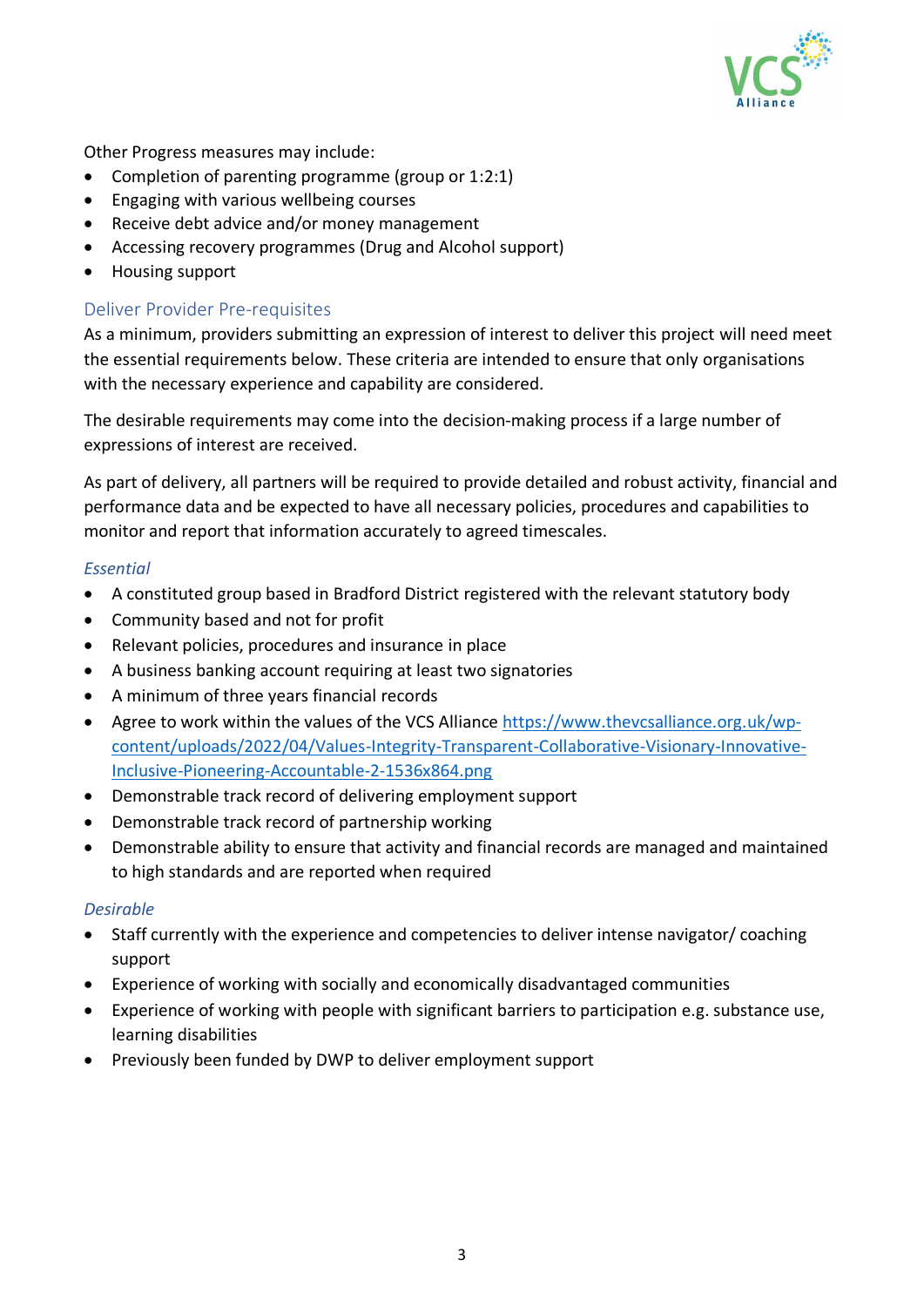Other Progress measures may include:

- Completion of parenting programme (group or 1:2:1)
- Engaging with various wellbeing courses
- Receive debt advice and/or money management
- Accessing recovery programmes (Drug and Alcohol support)
- Housing support

## Deliver Provider Pre-requisites

As a minimum, providers submitting an expression of interest to deliver this project will need meet the essential requirements below. These criteria are intended to ensure that only organisations with the necessary experience and capability are considered.

The desirable requirements may come into the decision-making process if a large number of expressions of interest are received.

As part of delivery, all partners will be required to provide detailed and robust activity, financial and performance data and be expected to have all necessary policies, procedures and capabilities to monitor and report that information accurately to agreed timescales.

### *Essential*

- A constituted group based in Bradford District registered with the relevant statutory body
- Community based and not for profit
- Relevant policies, procedures and insurance in place
- A business banking account requiring at least two signatories
- A minimum of three years financial records
- Agree to work within the values of the VCS Alliance [https://www.thevcsalliance.org.uk/wp-content/uploads/2022/04/Values-Integrity-Transparent-Collaborative-Visionary-Innovative-Inclusive-Pioneering-Accountable-2-1536x864.png](https://www.thevcsalliance.org.uk/wp-content/uploads/2022/04/Values-Integrity-Transparent-Collaborative-Visionary-Innovative-Inclusive-Pioneering-Accountable-2-1536x864.png)
- Demonstrable track record of delivering employment support
- Demonstrable track record of partnership working
- Demonstrable ability to ensure that activity and financial records are managed and maintained to high standards and are reported when required

### *Desirable*

- Staff currently with the experience and competencies to deliver intense navigator/ coaching support
- Experience of working with socially and economically disadvantaged communities
- Experience of working with people with significant barriers to participation e.g. substance use, learning disabilities
- Previously been funded by DWP to deliver employment support